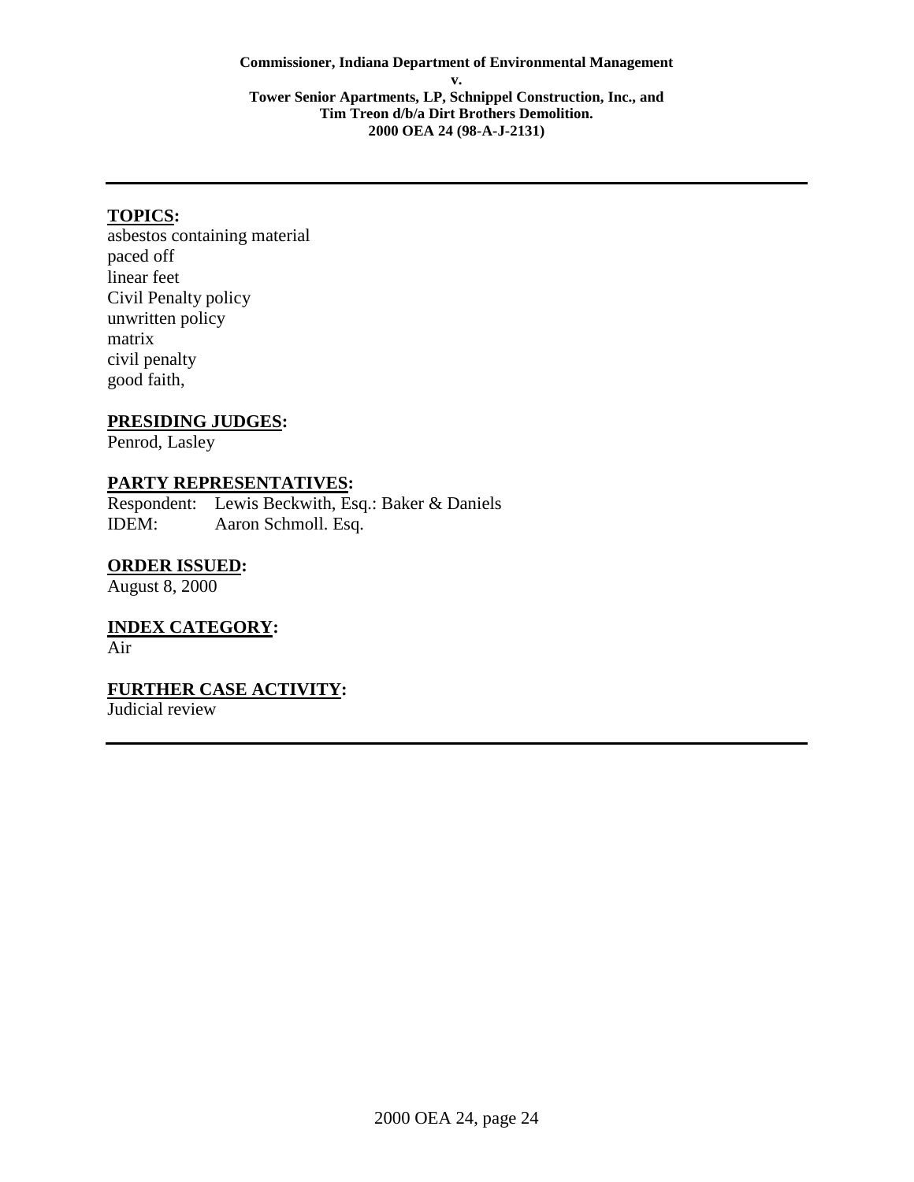**Commissioner, Indiana Department of Environmental Management**
**v.**
**Tower Senior Apartments, LP, Schnippel Construction, Inc., and**
**Tim Treon d/b/a Dirt Brothers Demolition.**
**2000 OEA 24 (98-A-J-2131)**

---

**TOPICS:**

asbestos containing material
paced off
linear feet
Civil Penalty policy
unwritten policy
matrix
civil penalty
good faith,

**PRESIDING JUDGES:**

Penrod, Lasley

**PARTY REPRESENTATIVES:**

Respondent: Lewis Beckwith, Esq.: Baker & Daniels
IDEM: Aaron Schmoll. Esq.

**ORDER ISSUED:**

August 8, 2000

**INDEX CATEGORY:**

Air

**FURTHER CASE ACTIVITY:**

Judicial review

---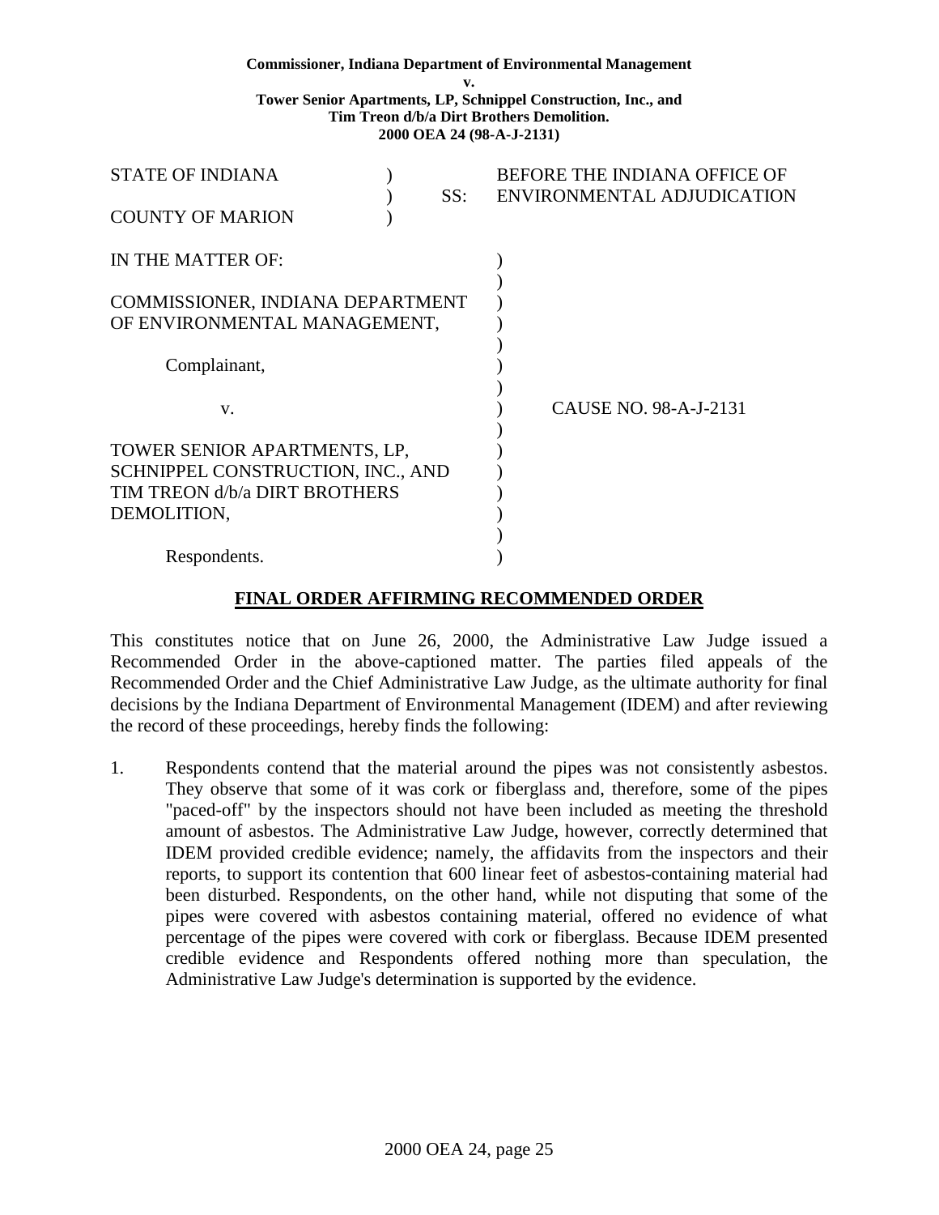**Commissioner, Indiana Department of Environmental Management**
**v.**
**Tower Senior Apartments, LP, Schnippel Construction, Inc., and**
**Tim Treon d/b/a Dirt Brothers Demolition.**
**2000 OEA 24 (98-A-J-2131)**

| | | |
|---|---|---|
| STATE OF INDIANA | ) | BEFORE THE INDIANA OFFICE OF |
| | ) SS: | ENVIRONMENTAL ADJUDICATION |
| COUNTY OF MARION | ) | |

IN THE MATTER OF: )
)
COMMISSIONER, INDIANA DEPARTMENT )
OF ENVIRONMENTAL MANAGEMENT, )
)
Complainant, )
)
v. ) CAUSE NO. 98-A-J-2131
)
TOWER SENIOR APARTMENTS, LP, )
SCHNIPPEL CONSTRUCTION, INC., AND )
TIM TREON d/b/a DIRT BROTHERS )
DEMOLITION, )
)
Respondents. )

## FINAL ORDER AFFIRMING RECOMMENDED ORDER

This constitutes notice that on June 26, 2000, the Administrative Law Judge issued a Recommended Order in the above-captioned matter. The parties filed appeals of the Recommended Order and the Chief Administrative Law Judge, as the ultimate authority for final decisions by the Indiana Department of Environmental Management (IDEM) and after reviewing the record of these proceedings, hereby finds the following:

1. Respondents contend that the material around the pipes was not consistently asbestos. They observe that some of it was cork or fiberglass and, therefore, some of the pipes "paced-off" by the inspectors should not have been included as meeting the threshold amount of asbestos. The Administrative Law Judge, however, correctly determined that IDEM provided credible evidence; namely, the affidavits from the inspectors and their reports, to support its contention that 600 linear feet of asbestos-containing material had been disturbed. Respondents, on the other hand, while not disputing that some of the pipes were covered with asbestos containing material, offered no evidence of what percentage of the pipes were covered with cork or fiberglass. Because IDEM presented credible evidence and Respondents offered nothing more than speculation, the Administrative Law Judge's determination is supported by the evidence.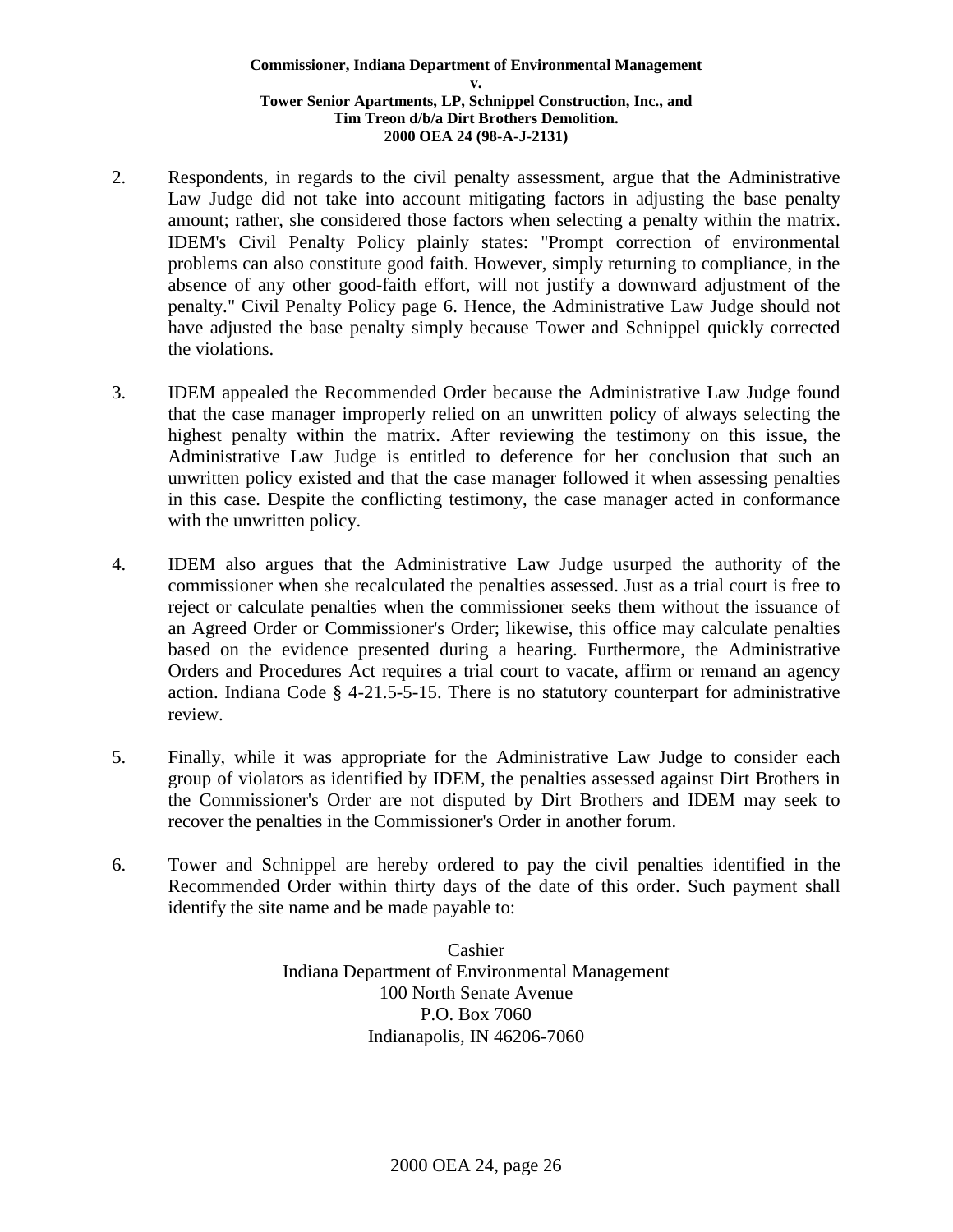2. Respondents, in regards to the civil penalty assessment, argue that the Administrative Law Judge did not take into account mitigating factors in adjusting the base penalty amount; rather, she considered those factors when selecting a penalty within the matrix. IDEM's Civil Penalty Policy plainly states: "Prompt correction of environmental problems can also constitute good faith. However, simply returning to compliance, in the absence of any other good-faith effort, will not justify a downward adjustment of the penalty." Civil Penalty Policy page 6. Hence, the Administrative Law Judge should not have adjusted the base penalty simply because Tower and Schnippel quickly corrected the violations.

3. IDEM appealed the Recommended Order because the Administrative Law Judge found that the case manager improperly relied on an unwritten policy of always selecting the highest penalty within the matrix. After reviewing the testimony on this issue, the Administrative Law Judge is entitled to deference for her conclusion that such an unwritten policy existed and that the case manager followed it when assessing penalties in this case. Despite the conflicting testimony, the case manager acted in conformance with the unwritten policy.

4. IDEM also argues that the Administrative Law Judge usurped the authority of the commissioner when she recalculated the penalties assessed. Just as a trial court is free to reject or calculate penalties when the commissioner seeks them without the issuance of an Agreed Order or Commissioner's Order; likewise, this office may calculate penalties based on the evidence presented during a hearing. Furthermore, the Administrative Orders and Procedures Act requires a trial court to vacate, affirm or remand an agency action. Indiana Code § 4-21.5-5-15. There is no statutory counterpart for administrative review.

5. Finally, while it was appropriate for the Administrative Law Judge to consider each group of violators as identified by IDEM, the penalties assessed against Dirt Brothers in the Commissioner's Order are not disputed by Dirt Brothers and IDEM may seek to recover the penalties in the Commissioner's Order in another forum.

6. Tower and Schnippel are hereby ordered to pay the civil penalties identified in the Recommended Order within thirty days of the date of this order. Such payment shall identify the site name and be made payable to:

Cashier
Indiana Department of Environmental Management
100 North Senate Avenue
P.O. Box 7060
Indianapolis, IN 46206-7060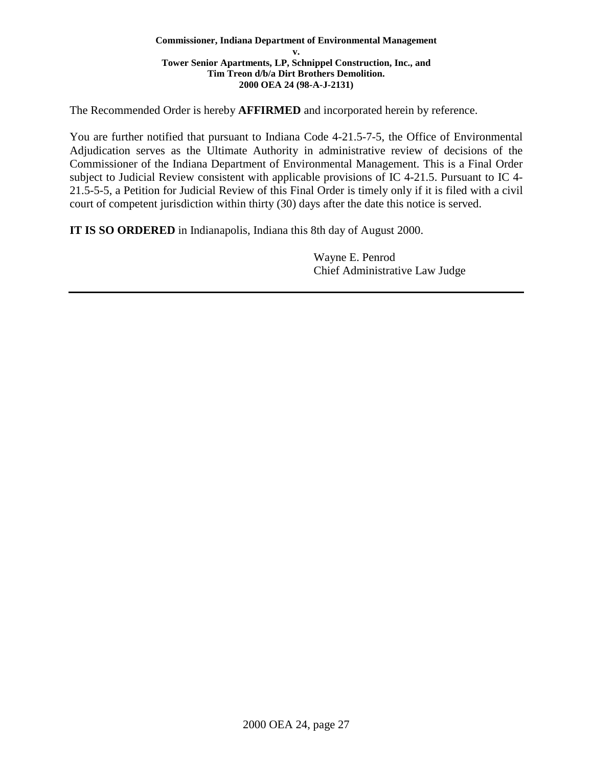The Recommended Order is hereby **AFFIRMED** and incorporated herein by reference.

You are further notified that pursuant to Indiana Code 4-21.5-7-5, the Office of Environmental Adjudication serves as the Ultimate Authority in administrative review of decisions of the Commissioner of the Indiana Department of Environmental Management. This is a Final Order subject to Judicial Review consistent with applicable provisions of IC 4-21.5. Pursuant to IC 4-21.5-5-5, a Petition for Judicial Review of this Final Order is timely only if it is filed with a civil court of competent jurisdiction within thirty (30) days after the date this notice is served.

**IT IS SO ORDERED** in Indianapolis, Indiana this 8th day of August 2000.

Wayne E. Penrod
Chief Administrative Law Judge

---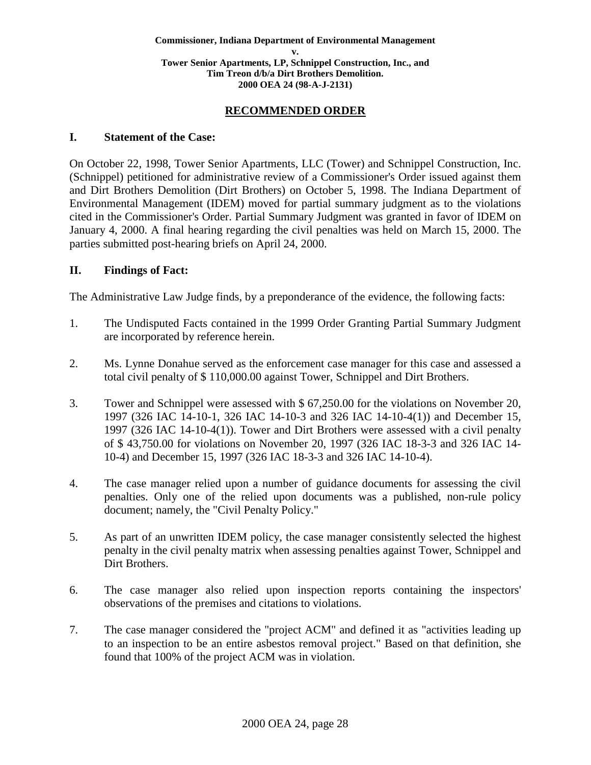**Commissioner, Indiana Department of Environmental Management**
**v.**
**Tower Senior Apartments, LP, Schnippel Construction, Inc., and Tim Treon d/b/a Dirt Brothers Demolition.**
**2000 OEA 24 (98-A-J-2131)**

## RECOMMENDED ORDER

### I. Statement of the Case:

On October 22, 1998, Tower Senior Apartments, LLC (Tower) and Schnippel Construction, Inc. (Schnippel) petitioned for administrative review of a Commissioner's Order issued against them and Dirt Brothers Demolition (Dirt Brothers) on October 5, 1998. The Indiana Department of Environmental Management (IDEM) moved for partial summary judgment as to the violations cited in the Commissioner's Order. Partial Summary Judgment was granted in favor of IDEM on January 4, 2000. A final hearing regarding the civil penalties was held on March 15, 2000. The parties submitted post-hearing briefs on April 24, 2000.

### II. Findings of Fact:

The Administrative Law Judge finds, by a preponderance of the evidence, the following facts:

1. The Undisputed Facts contained in the 1999 Order Granting Partial Summary Judgment are incorporated by reference herein.

2. Ms. Lynne Donahue served as the enforcement case manager for this case and assessed a total civil penalty of $ 110,000.00 against Tower, Schnippel and Dirt Brothers.

3. Tower and Schnippel were assessed with $ 67,250.00 for the violations on November 20, 1997 (326 IAC 14-10-1, 326 IAC 14-10-3 and 326 IAC 14-10-4(1)) and December 15, 1997 (326 IAC 14-10-4(1)). Tower and Dirt Brothers were assessed with a civil penalty of $ 43,750.00 for violations on November 20, 1997 (326 IAC 18-3-3 and 326 IAC 14-10-4) and December 15, 1997 (326 IAC 18-3-3 and 326 IAC 14-10-4).

4. The case manager relied upon a number of guidance documents for assessing the civil penalties. Only one of the relied upon documents was a published, non-rule policy document; namely, the "Civil Penalty Policy."

5. As part of an unwritten IDEM policy, the case manager consistently selected the highest penalty in the civil penalty matrix when assessing penalties against Tower, Schnippel and Dirt Brothers.

6. The case manager also relied upon inspection reports containing the inspectors' observations of the premises and citations to violations.

7. The case manager considered the "project ACM" and defined it as "activities leading up to an inspection to be an entire asbestos removal project." Based on that definition, she found that 100% of the project ACM was in violation.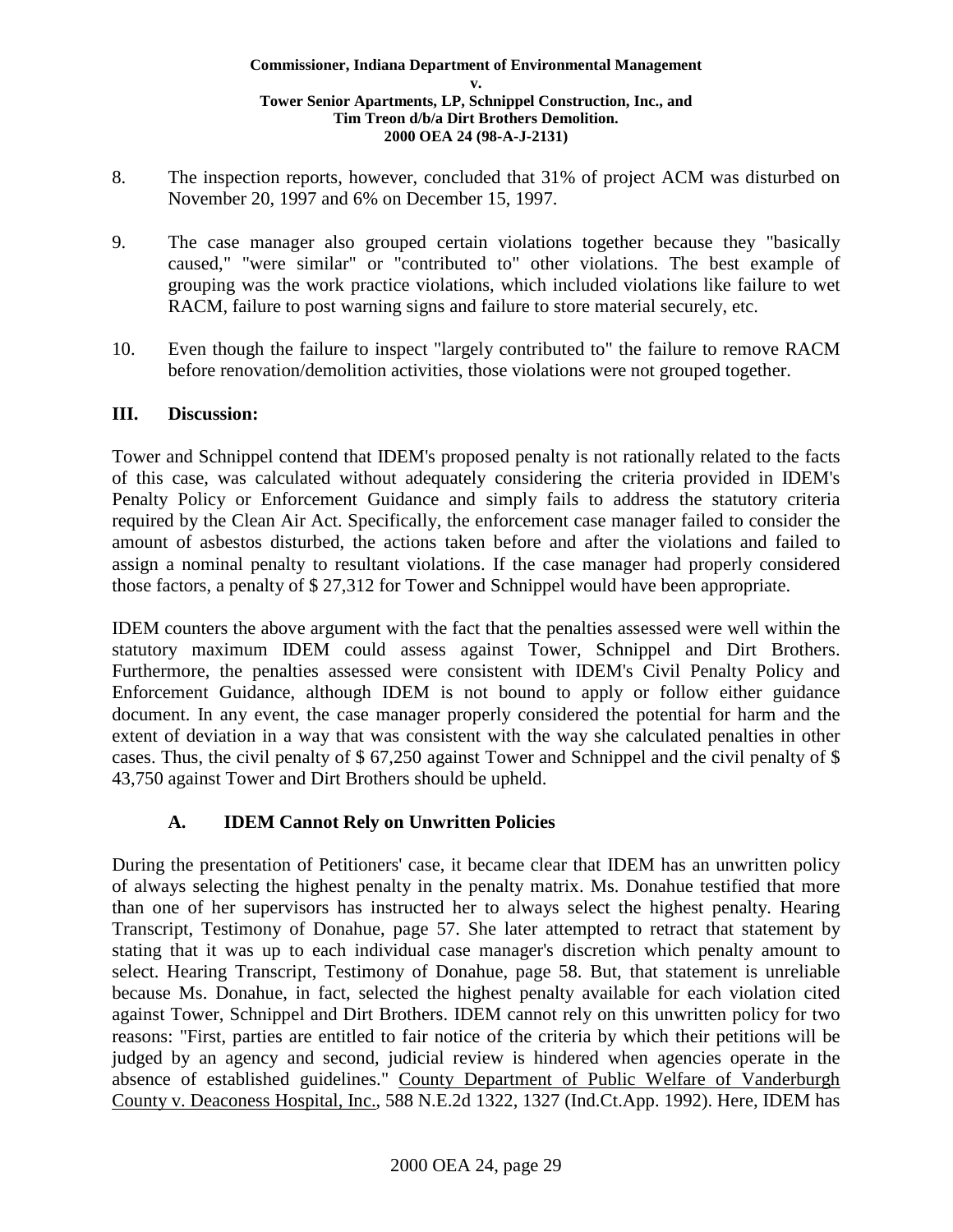8. The inspection reports, however, concluded that 31% of project ACM was disturbed on November 20, 1997 and 6% on December 15, 1997.

9. The case manager also grouped certain violations together because they "basically caused," "were similar" or "contributed to" other violations. The best example of grouping was the work practice violations, which included violations like failure to wet RACM, failure to post warning signs and failure to store material securely, etc.

10. Even though the failure to inspect "largely contributed to" the failure to remove RACM before renovation/demolition activities, those violations were not grouped together.

## III. Discussion:

Tower and Schnippel contend that IDEM's proposed penalty is not rationally related to the facts of this case, was calculated without adequately considering the criteria provided in IDEM's Penalty Policy or Enforcement Guidance and simply fails to address the statutory criteria required by the Clean Air Act. Specifically, the enforcement case manager failed to consider the amount of asbestos disturbed, the actions taken before and after the violations and failed to assign a nominal penalty to resultant violations. If the case manager had properly considered those factors, a penalty of $ 27,312 for Tower and Schnippel would have been appropriate.

IDEM counters the above argument with the fact that the penalties assessed were well within the statutory maximum IDEM could assess against Tower, Schnippel and Dirt Brothers. Furthermore, the penalties assessed were consistent with IDEM's Civil Penalty Policy and Enforcement Guidance, although IDEM is not bound to apply or follow either guidance document. In any event, the case manager properly considered the potential for harm and the extent of deviation in a way that was consistent with the way she calculated penalties in other cases. Thus, the civil penalty of $ 67,250 against Tower and Schnippel and the civil penalty of $ 43,750 against Tower and Dirt Brothers should be upheld.

### A. IDEM Cannot Rely on Unwritten Policies

During the presentation of Petitioners' case, it became clear that IDEM has an unwritten policy of always selecting the highest penalty in the penalty matrix. Ms. Donahue testified that more than one of her supervisors has instructed her to always select the highest penalty. Hearing Transcript, Testimony of Donahue, page 57. She later attempted to retract that statement by stating that it was up to each individual case manager's discretion which penalty amount to select. Hearing Transcript, Testimony of Donahue, page 58. But, that statement is unreliable because Ms. Donahue, in fact, selected the highest penalty available for each violation cited against Tower, Schnippel and Dirt Brothers. IDEM cannot rely on this unwritten policy for two reasons: "First, parties are entitled to fair notice of the criteria by which their petitions will be judged by an agency and second, judicial review is hindered when agencies operate in the absence of established guidelines." County Department of Public Welfare of Vanderburgh County v. Deaconess Hospital, Inc., 588 N.E.2d 1322, 1327 (Ind.Ct.App. 1992). Here, IDEM has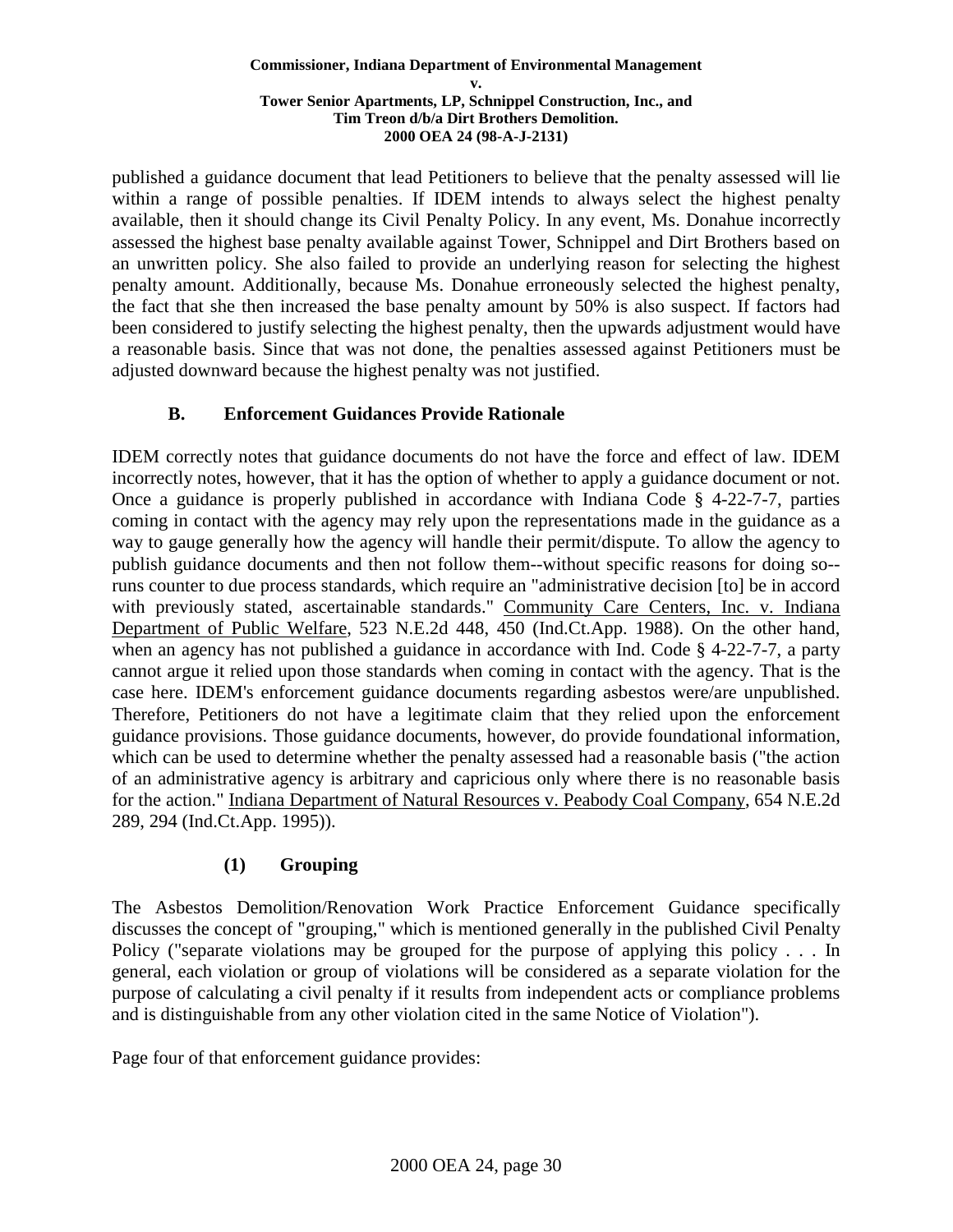published a guidance document that lead Petitioners to believe that the penalty assessed will lie within a range of possible penalties. If IDEM intends to always select the highest penalty available, then it should change its Civil Penalty Policy. In any event, Ms. Donahue incorrectly assessed the highest base penalty available against Tower, Schnippel and Dirt Brothers based on an unwritten policy. She also failed to provide an underlying reason for selecting the highest penalty amount. Additionally, because Ms. Donahue erroneously selected the highest penalty, the fact that she then increased the base penalty amount by 50% is also suspect. If factors had been considered to justify selecting the highest penalty, then the upwards adjustment would have a reasonable basis. Since that was not done, the penalties assessed against Petitioners must be adjusted downward because the highest penalty was not justified.

### B. Enforcement Guidances Provide Rationale

IDEM correctly notes that guidance documents do not have the force and effect of law. IDEM incorrectly notes, however, that it has the option of whether to apply a guidance document or not. Once a guidance is properly published in accordance with Indiana Code § 4-22-7-7, parties coming in contact with the agency may rely upon the representations made in the guidance as a way to gauge generally how the agency will handle their permit/dispute. To allow the agency to publish guidance documents and then not follow them--without specific reasons for doing so--runs counter to due process standards, which require an "administrative decision [to] be in accord with previously stated, ascertainable standards." Community Care Centers, Inc. v. Indiana Department of Public Welfare, 523 N.E.2d 448, 450 (Ind.Ct.App. 1988). On the other hand, when an agency has not published a guidance in accordance with Ind. Code § 4-22-7-7, a party cannot argue it relied upon those standards when coming in contact with the agency. That is the case here. IDEM's enforcement guidance documents regarding asbestos were/are unpublished. Therefore, Petitioners do not have a legitimate claim that they relied upon the enforcement guidance provisions. Those guidance documents, however, do provide foundational information, which can be used to determine whether the penalty assessed had a reasonable basis ("the action of an administrative agency is arbitrary and capricious only where there is no reasonable basis for the action." Indiana Department of Natural Resources v. Peabody Coal Company, 654 N.E.2d 289, 294 (Ind.Ct.App. 1995)).

#### (1) Grouping

The Asbestos Demolition/Renovation Work Practice Enforcement Guidance specifically discusses the concept of "grouping," which is mentioned generally in the published Civil Penalty Policy ("separate violations may be grouped for the purpose of applying this policy . . . In general, each violation or group of violations will be considered as a separate violation for the purpose of calculating a civil penalty if it results from independent acts or compliance problems and is distinguishable from any other violation cited in the same Notice of Violation").

Page four of that enforcement guidance provides: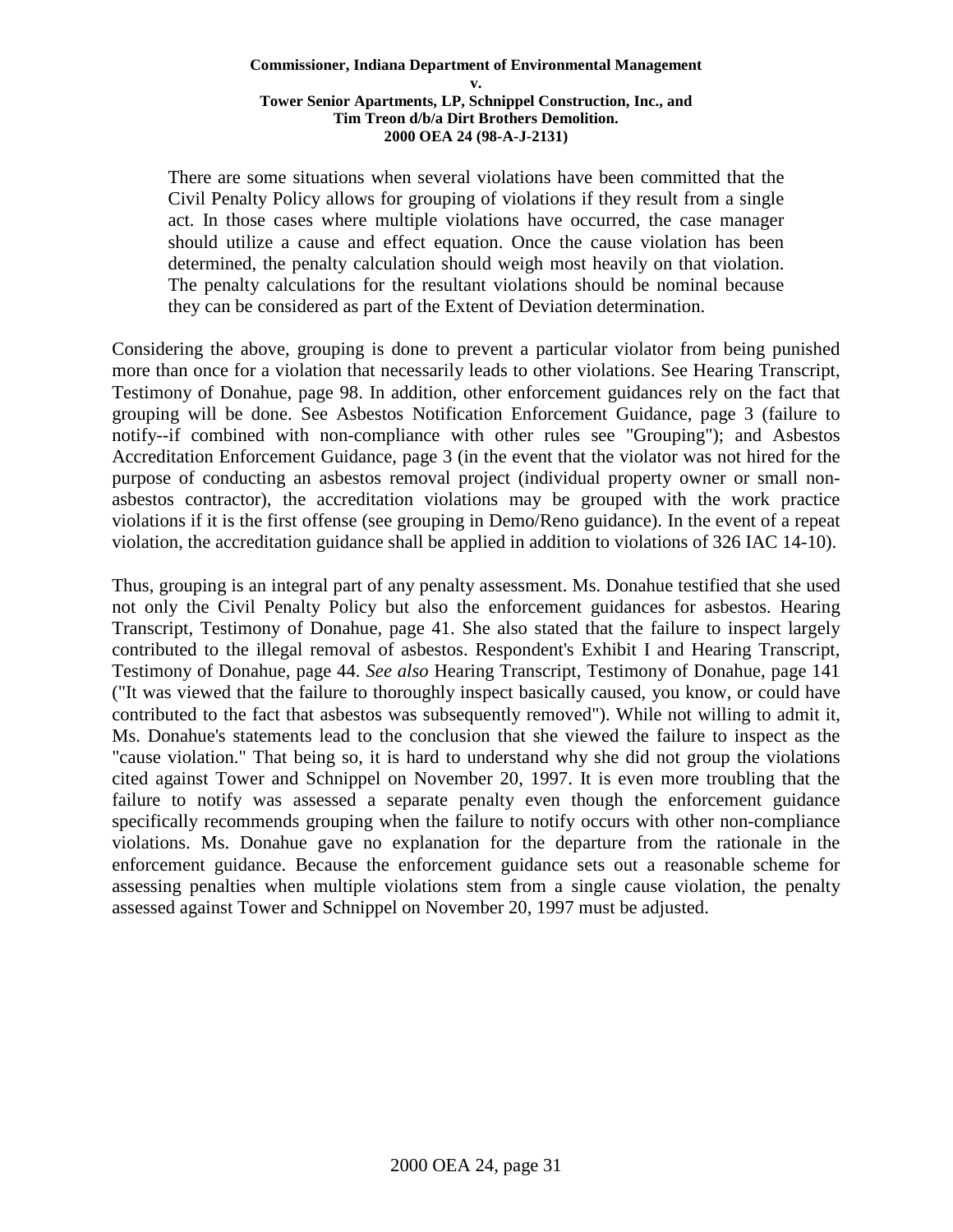> There are some situations when several violations have been committed that the Civil Penalty Policy allows for grouping of violations if they result from a single act. In those cases where multiple violations have occurred, the case manager should utilize a cause and effect equation. Once the cause violation has been determined, the penalty calculation should weigh most heavily on that violation. The penalty calculations for the resultant violations should be nominal because they can be considered as part of the Extent of Deviation determination.

Considering the above, grouping is done to prevent a particular violator from being punished more than once for a violation that necessarily leads to other violations. See Hearing Transcript, Testimony of Donahue, page 98. In addition, other enforcement guidances rely on the fact that grouping will be done. See Asbestos Notification Enforcement Guidance, page 3 (failure to notify--if combined with non-compliance with other rules see "Grouping"); and Asbestos Accreditation Enforcement Guidance, page 3 (in the event that the violator was not hired for the purpose of conducting an asbestos removal project (individual property owner or small non-asbestos contractor), the accreditation violations may be grouped with the work practice violations if it is the first offense (see grouping in Demo/Reno guidance). In the event of a repeat violation, the accreditation guidance shall be applied in addition to violations of 326 IAC 14-10).

Thus, grouping is an integral part of any penalty assessment. Ms. Donahue testified that she used not only the Civil Penalty Policy but also the enforcement guidances for asbestos. Hearing Transcript, Testimony of Donahue, page 41. She also stated that the failure to inspect largely contributed to the illegal removal of asbestos. Respondent's Exhibit I and Hearing Transcript, Testimony of Donahue, page 44. *See also* Hearing Transcript, Testimony of Donahue, page 141 ("It was viewed that the failure to thoroughly inspect basically caused, you know, or could have contributed to the fact that asbestos was subsequently removed"). While not willing to admit it, Ms. Donahue's statements lead to the conclusion that she viewed the failure to inspect as the "cause violation." That being so, it is hard to understand why she did not group the violations cited against Tower and Schnippel on November 20, 1997. It is even more troubling that the failure to notify was assessed a separate penalty even though the enforcement guidance specifically recommends grouping when the failure to notify occurs with other non-compliance violations. Ms. Donahue gave no explanation for the departure from the rationale in the enforcement guidance. Because the enforcement guidance sets out a reasonable scheme for assessing penalties when multiple violations stem from a single cause violation, the penalty assessed against Tower and Schnippel on November 20, 1997 must be adjusted.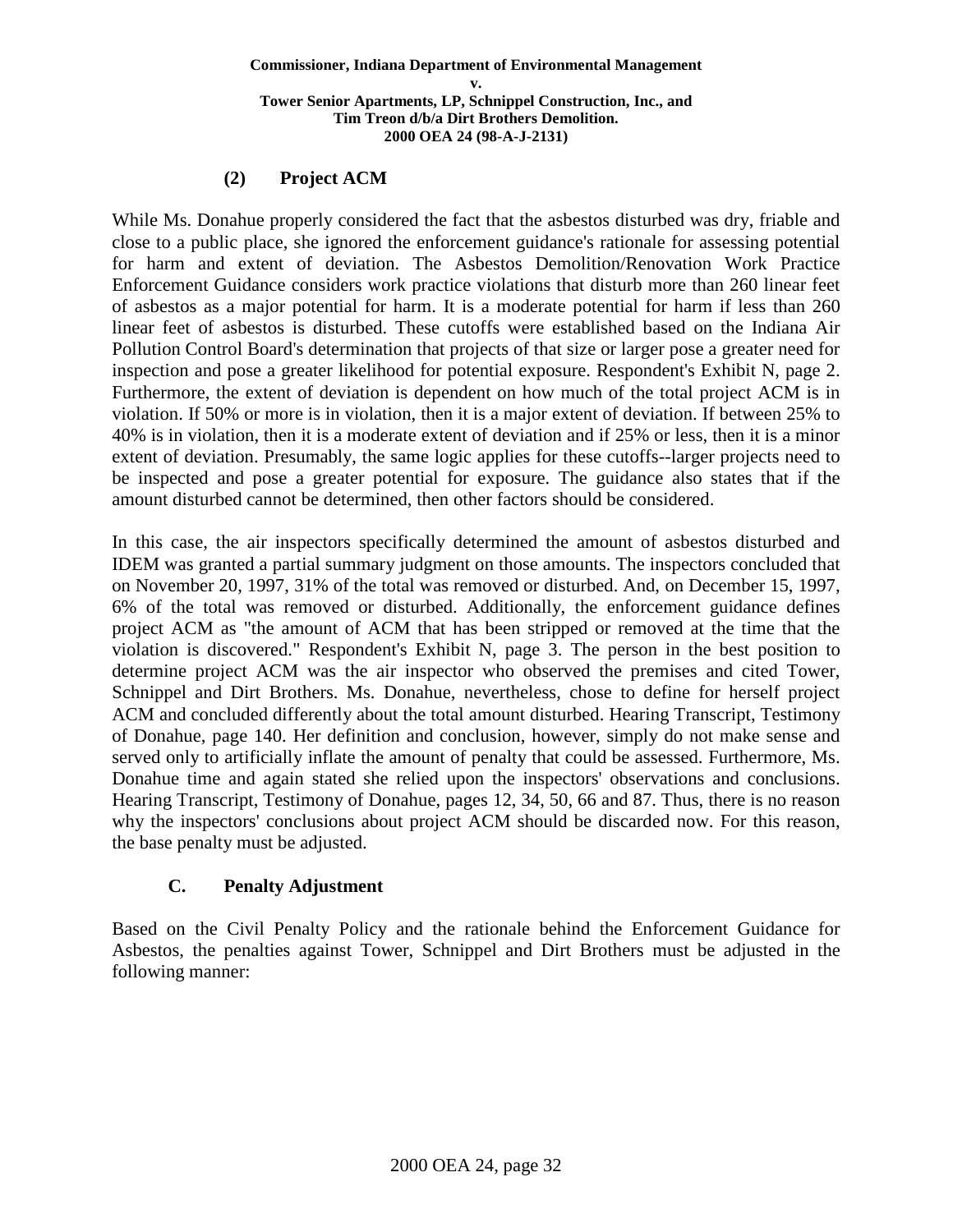### (2) Project ACM

While Ms. Donahue properly considered the fact that the asbestos disturbed was dry, friable and close to a public place, she ignored the enforcement guidance's rationale for assessing potential for harm and extent of deviation. The Asbestos Demolition/Renovation Work Practice Enforcement Guidance considers work practice violations that disturb more than 260 linear feet of asbestos as a major potential for harm. It is a moderate potential for harm if less than 260 linear feet of asbestos is disturbed. These cutoffs were established based on the Indiana Air Pollution Control Board's determination that projects of that size or larger pose a greater need for inspection and pose a greater likelihood for potential exposure. Respondent's Exhibit N, page 2. Furthermore, the extent of deviation is dependent on how much of the total project ACM is in violation. If 50% or more is in violation, then it is a major extent of deviation. If between 25% to 40% is in violation, then it is a moderate extent of deviation and if 25% or less, then it is a minor extent of deviation. Presumably, the same logic applies for these cutoffs--larger projects need to be inspected and pose a greater potential for exposure. The guidance also states that if the amount disturbed cannot be determined, then other factors should be considered.

In this case, the air inspectors specifically determined the amount of asbestos disturbed and IDEM was granted a partial summary judgment on those amounts. The inspectors concluded that on November 20, 1997, 31% of the total was removed or disturbed. And, on December 15, 1997, 6% of the total was removed or disturbed. Additionally, the enforcement guidance defines project ACM as "the amount of ACM that has been stripped or removed at the time that the violation is discovered." Respondent's Exhibit N, page 3. The person in the best position to determine project ACM was the air inspector who observed the premises and cited Tower, Schnippel and Dirt Brothers. Ms. Donahue, nevertheless, chose to define for herself project ACM and concluded differently about the total amount disturbed. Hearing Transcript, Testimony of Donahue, page 140. Her definition and conclusion, however, simply do not make sense and served only to artificially inflate the amount of penalty that could be assessed. Furthermore, Ms. Donahue time and again stated she relied upon the inspectors' observations and conclusions. Hearing Transcript, Testimony of Donahue, pages 12, 34, 50, 66 and 87. Thus, there is no reason why the inspectors' conclusions about project ACM should be discarded now. For this reason, the base penalty must be adjusted.

## C. Penalty Adjustment

Based on the Civil Penalty Policy and the rationale behind the Enforcement Guidance for Asbestos, the penalties against Tower, Schnippel and Dirt Brothers must be adjusted in the following manner: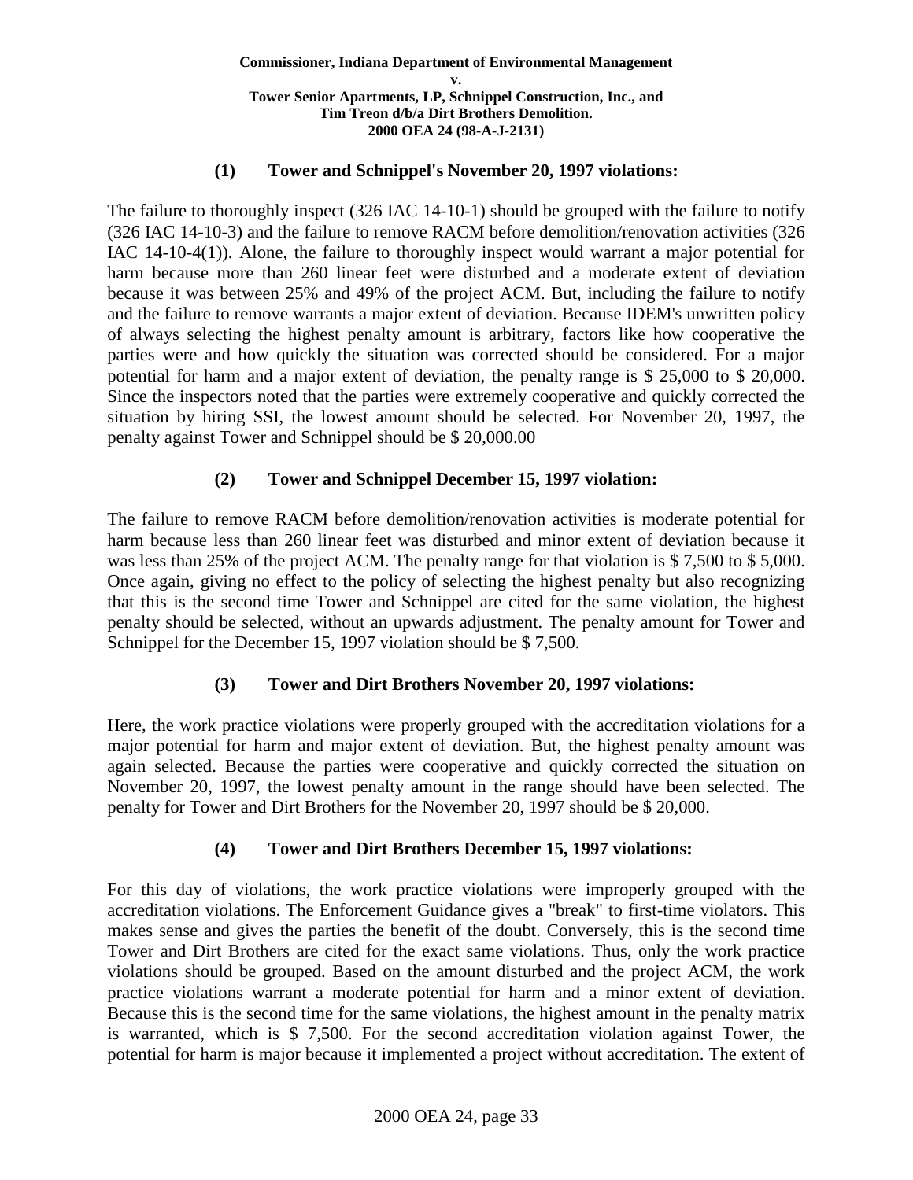**(1) Tower and Schnippel's November 20, 1997 violations:**

The failure to thoroughly inspect (326 IAC 14-10-1) should be grouped with the failure to notify (326 IAC 14-10-3) and the failure to remove RACM before demolition/renovation activities (326 IAC 14-10-4(1)). Alone, the failure to thoroughly inspect would warrant a major potential for harm because more than 260 linear feet were disturbed and a moderate extent of deviation because it was between 25% and 49% of the project ACM. But, including the failure to notify and the failure to remove warrants a major extent of deviation. Because IDEM's unwritten policy of always selecting the highest penalty amount is arbitrary, factors like how cooperative the parties were and how quickly the situation was corrected should be considered. For a major potential for harm and a major extent of deviation, the penalty range is $ 25,000 to $ 20,000. Since the inspectors noted that the parties were extremely cooperative and quickly corrected the situation by hiring SSI, the lowest amount should be selected. For November 20, 1997, the penalty against Tower and Schnippel should be $ 20,000.00

**(2) Tower and Schnippel December 15, 1997 violation:**

The failure to remove RACM before demolition/renovation activities is moderate potential for harm because less than 260 linear feet was disturbed and minor extent of deviation because it was less than 25% of the project ACM. The penalty range for that violation is $ 7,500 to $ 5,000. Once again, giving no effect to the policy of selecting the highest penalty but also recognizing that this is the second time Tower and Schnippel are cited for the same violation, the highest penalty should be selected, without an upwards adjustment. The penalty amount for Tower and Schnippel for the December 15, 1997 violation should be $ 7,500.

**(3) Tower and Dirt Brothers November 20, 1997 violations:**

Here, the work practice violations were properly grouped with the accreditation violations for a major potential for harm and major extent of deviation. But, the highest penalty amount was again selected. Because the parties were cooperative and quickly corrected the situation on November 20, 1997, the lowest penalty amount in the range should have been selected. The penalty for Tower and Dirt Brothers for the November 20, 1997 should be $ 20,000.

**(4) Tower and Dirt Brothers December 15, 1997 violations:**

For this day of violations, the work practice violations were improperly grouped with the accreditation violations. The Enforcement Guidance gives a "break" to first-time violators. This makes sense and gives the parties the benefit of the doubt. Conversely, this is the second time Tower and Dirt Brothers are cited for the exact same violations. Thus, only the work practice violations should be grouped. Based on the amount disturbed and the project ACM, the work practice violations warrant a moderate potential for harm and a minor extent of deviation. Because this is the second time for the same violations, the highest amount in the penalty matrix is warranted, which is $ 7,500. For the second accreditation violation against Tower, the potential for harm is major because it implemented a project without accreditation. The extent of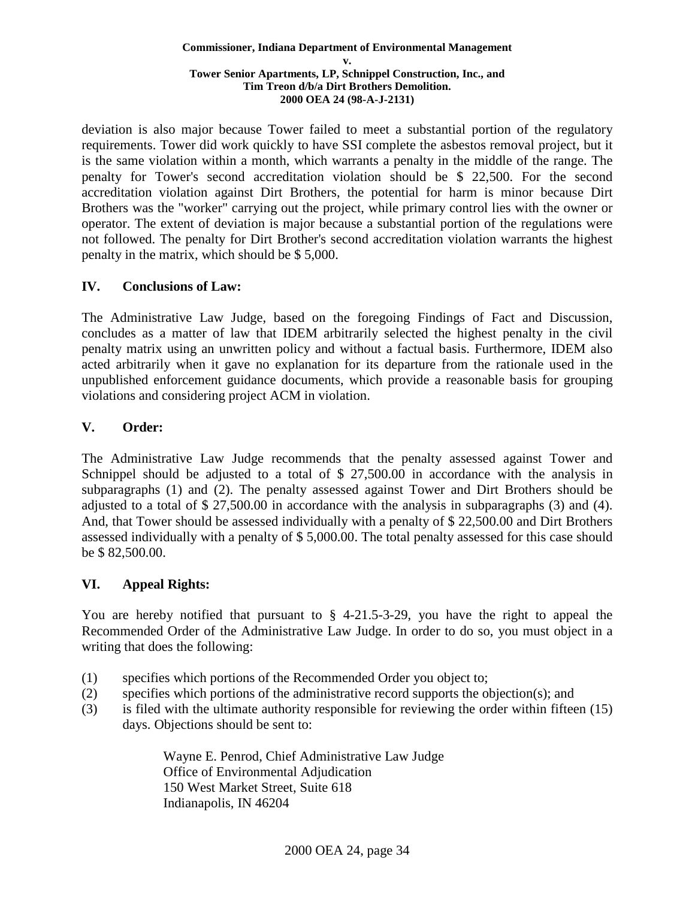deviation is also major because Tower failed to meet a substantial portion of the regulatory requirements. Tower did work quickly to have SSI complete the asbestos removal project, but it is the same violation within a month, which warrants a penalty in the middle of the range. The penalty for Tower's second accreditation violation should be $ 22,500. For the second accreditation violation against Dirt Brothers, the potential for harm is minor because Dirt Brothers was the "worker" carrying out the project, while primary control lies with the owner or operator. The extent of deviation is major because a substantial portion of the regulations were not followed. The penalty for Dirt Brother's second accreditation violation warrants the highest penalty in the matrix, which should be $ 5,000.

## IV. Conclusions of Law:

The Administrative Law Judge, based on the foregoing Findings of Fact and Discussion, concludes as a matter of law that IDEM arbitrarily selected the highest penalty in the civil penalty matrix using an unwritten policy and without a factual basis. Furthermore, IDEM also acted arbitrarily when it gave no explanation for its departure from the rationale used in the unpublished enforcement guidance documents, which provide a reasonable basis for grouping violations and considering project ACM in violation.

## V. Order:

The Administrative Law Judge recommends that the penalty assessed against Tower and Schnippel should be adjusted to a total of $ 27,500.00 in accordance with the analysis in subparagraphs (1) and (2). The penalty assessed against Tower and Dirt Brothers should be adjusted to a total of $ 27,500.00 in accordance with the analysis in subparagraphs (3) and (4). And, that Tower should be assessed individually with a penalty of $ 22,500.00 and Dirt Brothers assessed individually with a penalty of $ 5,000.00. The total penalty assessed for this case should be $ 82,500.00.

## VI. Appeal Rights:

You are hereby notified that pursuant to § 4-21.5-3-29, you have the right to appeal the Recommended Order of the Administrative Law Judge. In order to do so, you must object in a writing that does the following:

(1) specifies which portions of the Recommended Order you object to;
(2) specifies which portions of the administrative record supports the objection(s); and
(3) is filed with the ultimate authority responsible for reviewing the order within fifteen (15) days. Objections should be sent to:

Wayne E. Penrod, Chief Administrative Law Judge
Office of Environmental Adjudication
150 West Market Street, Suite 618
Indianapolis, IN 46204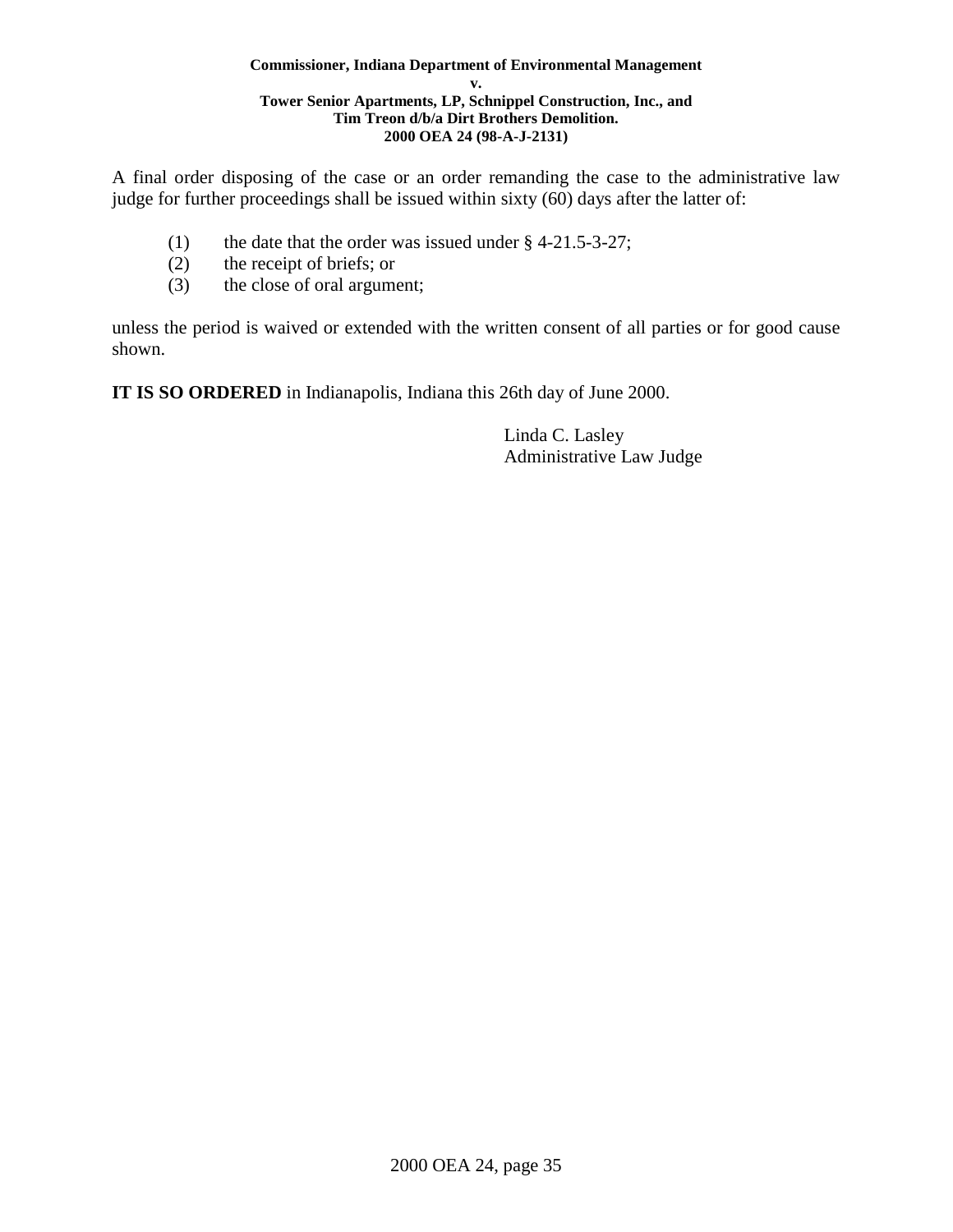A final order disposing of the case or an order remanding the case to the administrative law judge for further proceedings shall be issued within sixty (60) days after the latter of:

(1) the date that the order was issued under § 4-21.5-3-27;
(2) the receipt of briefs; or
(3) the close of oral argument;

unless the period is waived or extended with the written consent of all parties or for good cause shown.

**IT IS SO ORDERED** in Indianapolis, Indiana this 26th day of June 2000.

Linda C. Lasley
Administrative Law Judge